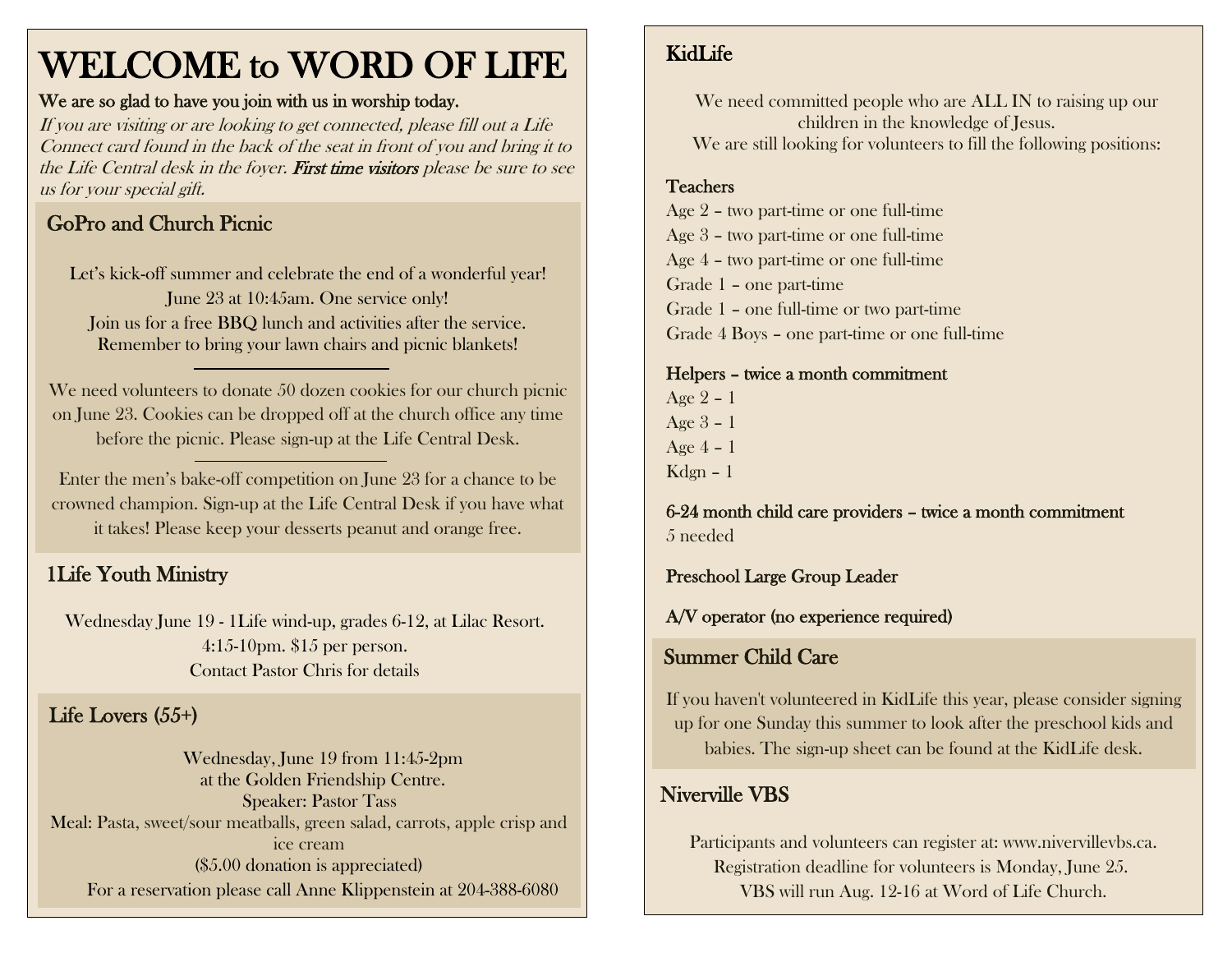# WELCOME to WORD OF LIFE

**We are so glad to have you join with us in worship today.**

*If you are visiting or are looking to get connected, please fill out a Life Connect card found in the back of the seat in front of you and bring it to the Life Central desk in the foyer.* ***First time visitors*** *please be sure to see us for your special gift.*

## GoPro and Church Picnic

Let's kick-off summer and celebrate the end of a wonderful year!
June 23 at 10:45am. One service only!
Join us for a free BBQ lunch and activities after the service.
Remember to bring your lawn chairs and picnic blankets!

---

We need volunteers to donate 50 dozen cookies for our church picnic on June 23. Cookies can be dropped off at the church office any time before the picnic. Please sign-up at the Life Central Desk.

---

Enter the men's bake-off competition on June 23 for a chance to be crowned champion. Sign-up at the Life Central Desk if you have what it takes! Please keep your desserts peanut and orange free.

## 1Life Youth Ministry

Wednesday June 19 - 1Life wind-up, grades 6-12, at Lilac Resort.
4:15-10pm. $15 per person.
Contact Pastor Chris for details

## Life Lovers (55+)

Wednesday, June 19 from 11:45-2pm
at the Golden Friendship Centre.
Speaker: Pastor Tass
Meal: Pasta, sweet/sour meatballs, green salad, carrots, apple crisp and ice cream
($5.00 donation is appreciated)
For a reservation please call Anne Klippenstein at 204-388-6080

## KidLife

We need committed people who are ALL IN to raising up our children in the knowledge of Jesus.
We are still looking for volunteers to fill the following positions:

**Teachers**

Age 2 – two part-time or one full-time
Age 3 – two part-time or one full-time
Age 4 – two part-time or one full-time
Grade 1 – one part-time
Grade 1 – one full-time or two part-time
Grade 4 Boys – one part-time or one full-time

**Helpers – twice a month commitment**

Age 2 – 1
Age 3 – 1
Age 4 – 1
Kdgn – 1

**6-24 month child care providers – twice a month commitment**
5 needed

**Preschool Large Group Leader**

**A/V operator (no experience required)**

## Summer Child Care

If you haven't volunteered in KidLife this year, please consider signing up for one Sunday this summer to look after the preschool kids and babies. The sign-up sheet can be found at the KidLife desk.

## Niverville VBS

Participants and volunteers can register at: www.nivervillevbs.ca.
Registration deadline for volunteers is Monday, June 25.
VBS will run Aug. 12-16 at Word of Life Church.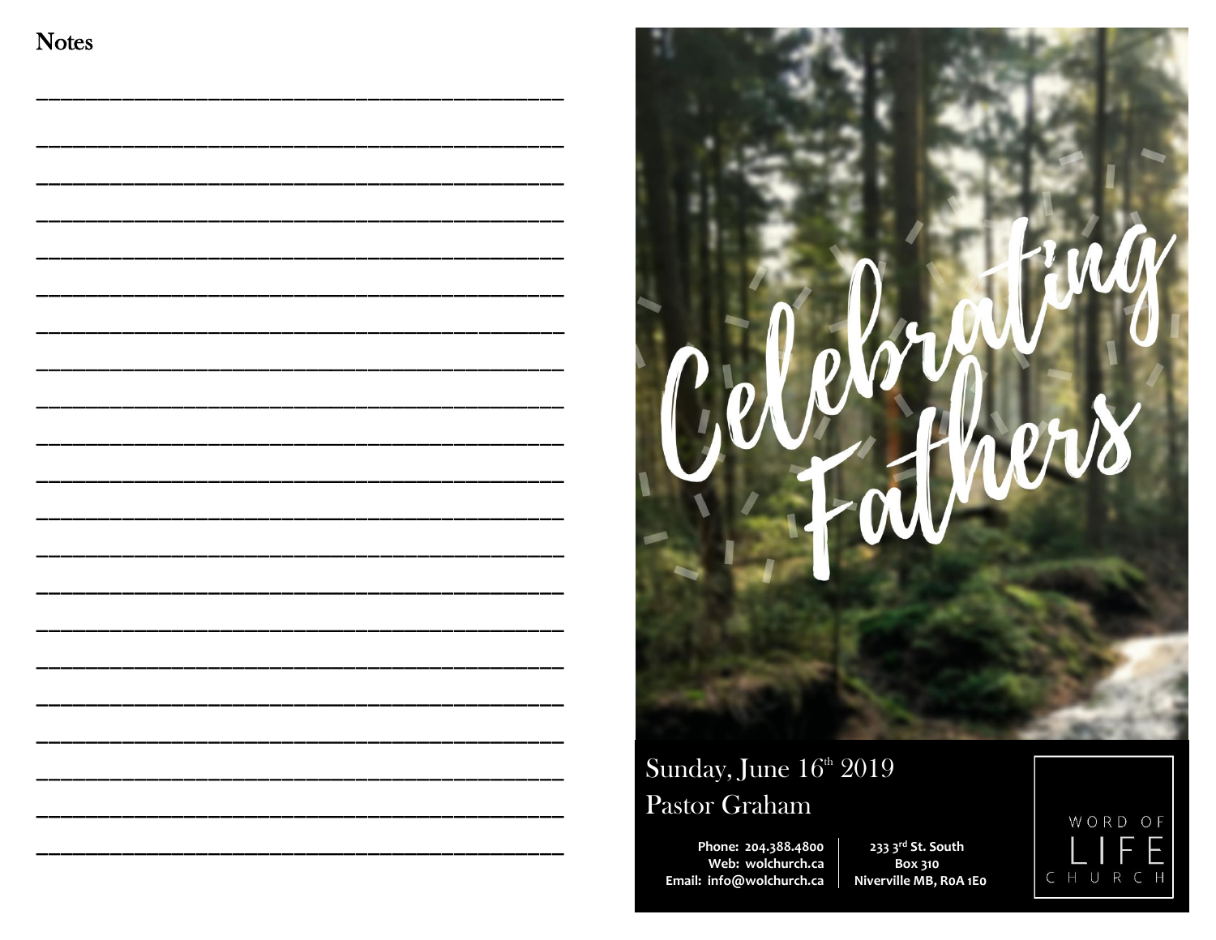**Notes**

_______________________________________________

_______________________________________________

_______________________________________________

_______________________________________________

_______________________________________________

_______________________________________________

_______________________________________________

_______________________________________________

_______________________________________________

_______________________________________________

_______________________________________________

_______________________________________________

_______________________________________________

_______________________________________________

_______________________________________________

_______________________________________________

_______________________________________________

_______________________________________________

_______________________________________________

_______________________________________________

_______________________________________________

# Celebrating Fathers

Sunday, June 16th 2019

Pastor Graham

**Phone: 204.388.4800**
**Web: wolchurch.ca**
**Email: info@wolchurch.ca**

**233 3rd St. South**
**Box 310**
**Niverville MB, R0A 1E0**

WORD OF LIFE CHURCH